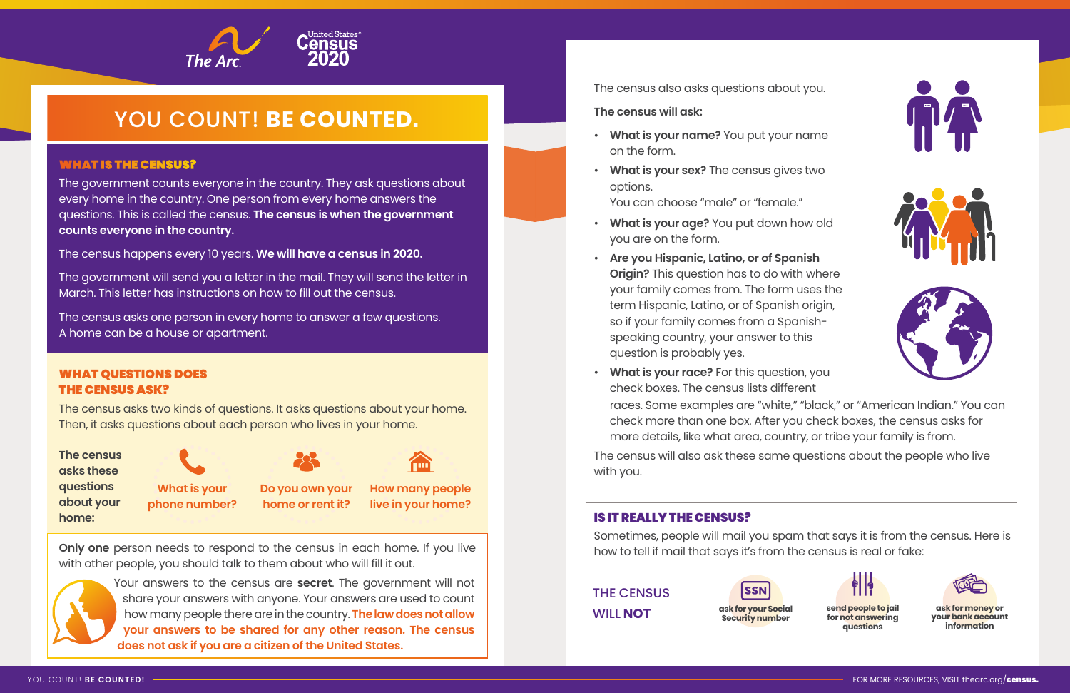# YOU COUNT! BE COUNTED.

## WHAT IS THE CENSUS?

The government counts everyone in the country. They ask questions about every home in the country. One person from every home answers the questions. This is called the census. **The census is when the government counts everyone in the country.**

The census happens every 10 years. **We will have a census in 2020.**

The government will send you a letter in the mail. They will send the letter in March. This letter has instructions on how to fill out the census.

The census asks one person in every home to answer a few questions. A home can be a house or apartment.

## WHAT QUESTIONS DOES THE CENSUS ASK?

The census asks two kinds of questions. It asks questions about your home. Then, it asks questions about each person who lives in your home.

**The census asks these questions about your home:**

- What is your phone number?
- Do you own your home or rent it?
- How many people live in your home?

**Only one** person needs to respond to the census in each home. If you live with other people, you should talk to them about who will fill it out.

Your answers to the census are **secret**. The government will not share your answers with anyone. Your answers are used to count how many people there are in the country. **The law does not allow your answers to be shared for any other reason. The census does not ask if you are a citizen of the United States.**

The census also asks questions about you.

**The census will ask:**

- **What is your name?** You put your name on the form.
- **What is your sex?** The census gives two options. You can choose “male” or “female.”
- **What is your age?** You put down how old you are on the form.
- **Are you Hispanic, Latino, or of Spanish Origin?** This question has to do with where your family comes from. The form uses the term Hispanic, Latino, or of Spanish origin, so if your family comes from a Spanish-speaking country, your answer to this question is probably yes.
- **What is your race?** For this question, you check boxes. The census lists different races. Some examples are “white,” “black,” or “American Indian.” You can check more than one box. After you check boxes, the census asks for more details, like what area, country, or tribe your family is from.

The census will also ask these same questions about the people who live with you.

## IS IT REALLY THE CENSUS?

Sometimes, people will mail you spam that says it is from the census. Here is how to tell if mail that says it’s from the census is real or fake:

THE CENSUS WILL **NOT**

- ask for your Social Security number
- send people to jail for not answering questions
- ask for money or your bank account information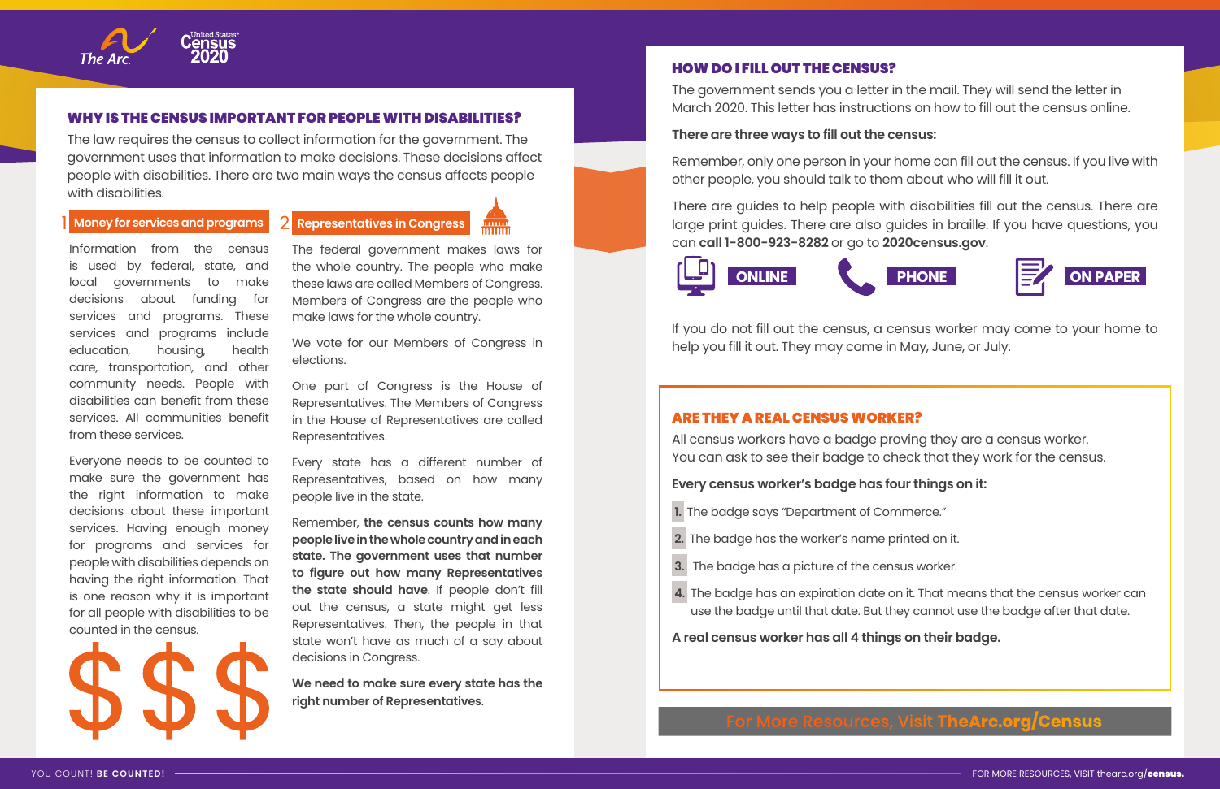## WHY IS THE CENSUS IMPORTANT FOR PEOPLE WITH DISABILITIES?

The law requires the census to collect information for the government. The government uses that information to make decisions. These decisions affect people with disabilities. There are two main ways the census affects people with disabilities.

### 1 Money for services and programs

Information from the census is used by federal, state, and local governments to make decisions about funding for services and programs. These services and programs include education, housing, health care, transportation, and other community needs. People with disabilities can benefit from these services. All communities benefit from these services.

Everyone needs to be counted to make sure the government has the right information to make decisions about these important services. Having enough money for programs and services for people with disabilities depends on having the right information. That is one reason why it is important for all people with disabilities to be counted in the census.

$ $ $

### 2 Representatives in Congress

The federal government makes laws for the whole country. The people who make these laws are called Members of Congress. Members of Congress are the people who make laws for the whole country.

We vote for our Members of Congress in elections.

One part of Congress is the House of Representatives. The Members of Congress in the House of Representatives are called Representatives.

Every state has a different number of Representatives, based on how many people live in the state.

Remember, **the census counts how many people live in the whole country and in each state. The government uses that number to figure out how many Representatives the state should have**. If people don't fill out the census, a state might get less Representatives. Then, the people in that state won't have as much of a say about decisions in Congress.

**We need to make sure every state has the right number of Representatives**.

## HOW DO I FILL OUT THE CENSUS?

The government sends you a letter in the mail. They will send the letter in March 2020. This letter has instructions on how to fill out the census online.

**There are three ways to fill out the census:**

Remember, only one person in your home can fill out the census. If you live with other people, you should talk to them about who will fill it out.

There are guides to help people with disabilities fill out the census. There are large print guides. There are also guides in braille. If you have questions, you can **call 1-800-923-8282** or go to **2020census.gov**.

ONLINE

PHONE

ON PAPER

If you do not fill out the census, a census worker may come to your home to help you fill it out. They may come in May, June, or July.

## ARE THEY A REAL CENSUS WORKER?

All census workers have a badge proving they are a census worker. You can ask to see their badge to check that they work for the census.

**Every census worker's badge has four things on it:**

1. The badge says "Department of Commerce."
2. The badge has the worker's name printed on it.
3. The badge has a picture of the census worker.
4. The badge has an expiration date on it. That means that the census worker can use the badge until that date. But they cannot use the badge after that date.

**A real census worker has all 4 things on their badge.**

For More Resources, Visit **TheArc.org/Census**